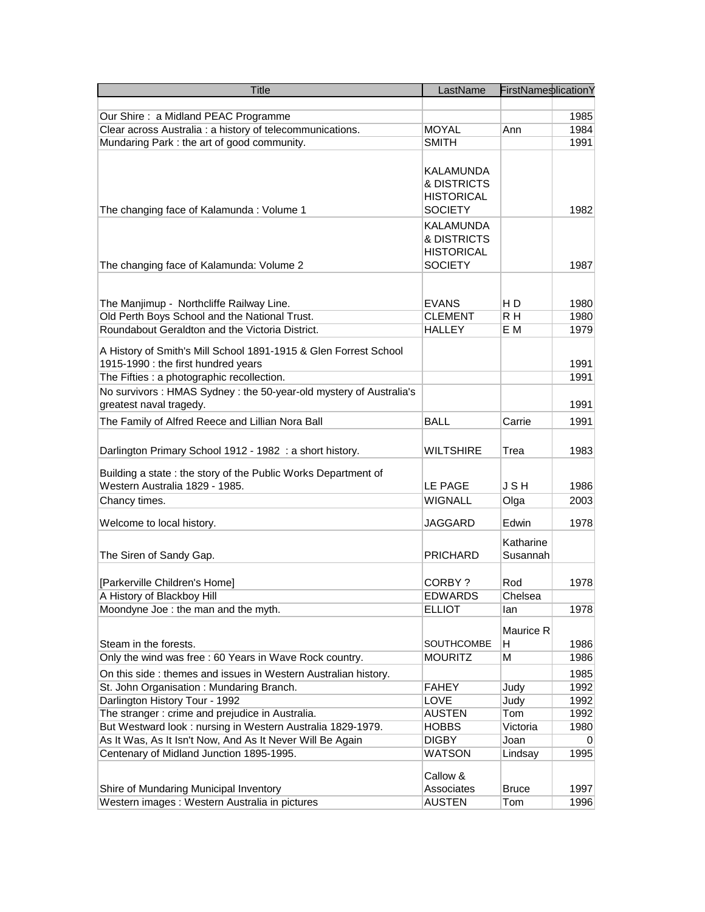| Title | LastName | FirstNames | PublicationY |
|---|---|---|---|
| | | | |
| Our Shire : a Midland PEAC Programme | | | 1985 |
| Clear across Australia : a history of telecommunications. | MOYAL | Ann | 1984 |
| Mundaring Park : the art of good community. | SMITH | | 1991 |
| The changing face of Kalamunda : Volume 1 | KALAMUNDA & DISTRICTS HISTORICAL SOCIETY | | 1982 |
| The changing face of Kalamunda: Volume 2 | KALAMUNDA & DISTRICTS HISTORICAL SOCIETY | | 1987 |
| The Manjimup - Northcliffe Railway Line. | EVANS | H D | 1980 |
| Old Perth Boys School and the National Trust. | CLEMENT | R H | 1980 |
| Roundabout Geraldton and the Victoria District. | HALLEY | E M | 1979 |
| A History of Smith's Mill School 1891-1915 & Glen Forrest School 1915-1990 : the first hundred years | | | 1991 |
| The Fifties : a photographic recollection. | | | 1991 |
| No survivors : HMAS Sydney : the 50-year-old mystery of Australia's greatest naval tragedy. | | | 1991 |
| The Family of Alfred Reece and Lillian Nora Ball | BALL | Carrie | 1991 |
| Darlington Primary School 1912 - 1982 : a short history. | WILTSHIRE | Trea | 1983 |
| Building a state : the story of the Public Works Department of Western Australia 1829 - 1985. | LE PAGE | J S H | 1986 |
| Chancy times. | WIGNALL | Olga | 2003 |
| Welcome to local history. | JAGGARD | Edwin | 1978 |
| The Siren of Sandy Gap. | PRICHARD | Katharine Susannah | |
| [Parkerville Children's Home] | CORBY ? | Rod | 1978 |
| A History of Blackboy Hill | EDWARDS | Chelsea | |
| Moondyne Joe : the man and the myth. | ELLIOT | Ian | 1978 |
| Steam in the forests. | SOUTHCOMBE | Maurice R H | 1986 |
| Only the wind was free : 60 Years in Wave Rock country. | MOURITZ | M | 1986 |
| On this side : themes and issues in Western Australian history. | | | 1985 |
| St. John Organisation : Mundaring Branch. | FAHEY | Judy | 1992 |
| Darlington History Tour - 1992 | LOVE | Judy | 1992 |
| The stranger : crime and prejudice in Australia. | AUSTEN | Tom | 1992 |
| But Westward look : nursing in Western Australia 1829-1979. | HOBBS | Victoria | 1980 |
| As It Was, As It Isn't Now, And As It Never Will Be Again | DIGBY | Joan | 0 |
| Centenary of Midland Junction 1895-1995. | WATSON | Lindsay | 1995 |
| Shire of Mundaring Municipal Inventory | Callow & Associates | Bruce | 1997 |
| Western images : Western Australia in pictures | AUSTEN | Tom | 1996 |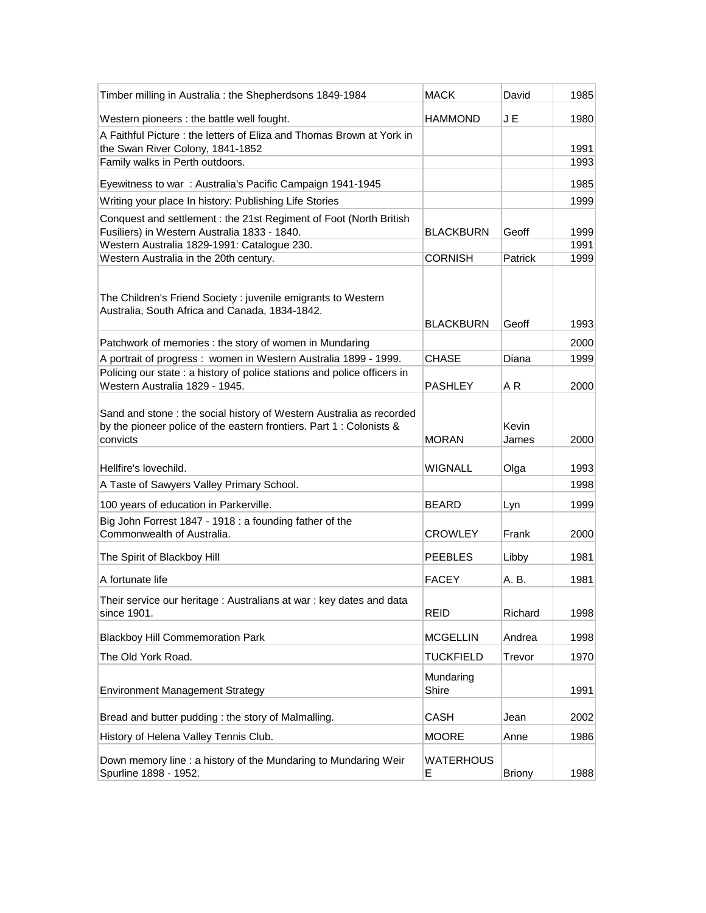| | | | |
|---|---|---|---|
| Timber milling in Australia : the Shepherdsons 1849-1984 | MACK | David | 1985 |
| Western pioneers : the battle well fought. | HAMMOND | J E | 1980 |
| A Faithful Picture : the letters of Eliza and Thomas Brown at York in the Swan River Colony, 1841-1852 | | | 1991 |
| Family walks in Perth outdoors. | | | 1993 |
| Eyewitness to war : Australia's Pacific Campaign 1941-1945 | | | 1985 |
| Writing your place In history: Publishing Life Stories | | | 1999 |
| Conquest and settlement : the 21st Regiment of Foot (North British Fusiliers) in Western Australia 1833 - 1840. | BLACKBURN | Geoff | 1999 |
| Western Australia 1829-1991: Catalogue 230. | | | 1991 |
| Western Australia in the 20th century. | CORNISH | Patrick | 1999 |
| The Children's Friend Society : juvenile emigrants to Western Australia, South Africa and Canada, 1834-1842. | BLACKBURN | Geoff | 1993 |
| Patchwork of memories : the story of women in Mundaring | | | 2000 |
| A portrait of progress : women in Western Australia 1899 - 1999. | CHASE | Diana | 1999 |
| Policing our state : a history of police stations and police officers in Western Australia 1829 - 1945. | PASHLEY | A R | 2000 |
| Sand and stone : the social history of Western Australia as recorded by the pioneer police of the eastern frontiers. Part 1 : Colonists & convicts | MORAN | Kevin James | 2000 |
| Hellfire's lovechild. | WIGNALL | Olga | 1993 |
| A Taste of Sawyers Valley Primary School. | | | 1998 |
| 100 years of education in Parkerville. | BEARD | Lyn | 1999 |
| Big John Forrest 1847 - 1918 : a founding father of the Commonwealth of Australia. | CROWLEY | Frank | 2000 |
| The Spirit of Blackboy Hill | PEEBLES | Libby | 1981 |
| A fortunate life | FACEY | A. B. | 1981 |
| Their service our heritage : Australians at war : key dates and data since 1901. | REID | Richard | 1998 |
| Blackboy Hill Commemoration Park | MCGELLIN | Andrea | 1998 |
| The Old York Road. | TUCKFIELD | Trevor | 1970 |
| Environment Management Strategy | Mundaring Shire | | 1991 |
| Bread and butter pudding : the story of Malmalling. | CASH | Jean | 2002 |
| History of Helena Valley Tennis Club. | MOORE | Anne | 1986 |
| Down memory line : a history of the Mundaring to Mundaring Weir Spurline 1898 - 1952. | WATERHOUSE | Briony | 1988 |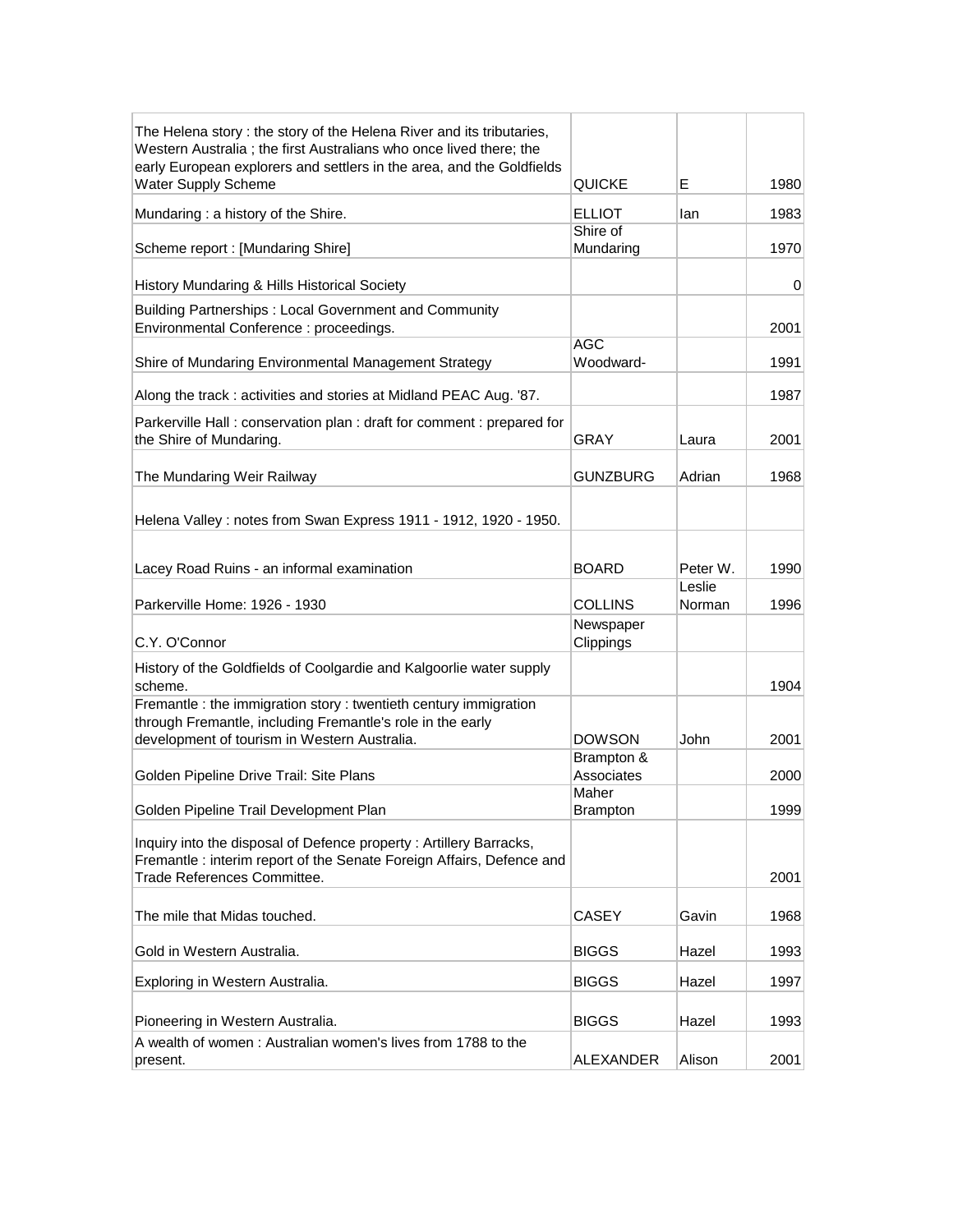| | | | |
|---|---|---|---|
| The Helena story : the story of the Helena River and its tributaries, Western Australia ; the first Australians who once lived there; the early European explorers and settlers in the area, and the Goldfields Water Supply Scheme | QUICKE | E | 1980 |
| Mundaring : a history of the Shire. | ELLIOT | Ian | 1983 |
| Scheme report : [Mundaring Shire] | Shire of Mundaring | | 1970 |
| History Mundaring & Hills Historical Society | | | 0 |
| Building Partnerships : Local Government and Community Environmental Conference : proceedings. | | | 2001 |
| Shire of Mundaring Environmental Management Strategy | AGC Woodward- | | 1991 |
| Along the track : activities and stories at Midland PEAC Aug. '87. | | | 1987 |
| Parkerville Hall : conservation plan : draft for comment : prepared for the Shire of Mundaring. | GRAY | Laura | 2001 |
| The Mundaring Weir Railway | GUNZBURG | Adrian | 1968 |
| Helena Valley : notes from Swan Express 1911 - 1912, 1920 - 1950. | | | |
| Lacey Road Ruins - an informal examination | BOARD | Peter W. | 1990 |
| Parkerville Home: 1926 - 1930 | COLLINS | Leslie Norman | 1996 |
| C.Y. O'Connor | Newspaper Clippings | | |
| History of the Goldfields of Coolgardie and Kalgoorlie water supply scheme. | | | 1904 |
| Fremantle : the immigration story : twentieth century immigration through Fremantle, including Fremantle's role in the early development of tourism in Western Australia. | DOWSON | John | 2001 |
| Golden Pipeline Drive Trail: Site Plans | Brampton & Associates | | 2000 |
| Golden Pipeline Trail Development Plan | Maher Brampton | | 1999 |
| Inquiry into the disposal of Defence property : Artillery Barracks, Fremantle : interim report of the Senate Foreign Affairs, Defence and Trade References Committee. | | | 2001 |
| The mile that Midas touched. | CASEY | Gavin | 1968 |
| Gold in Western Australia. | BIGGS | Hazel | 1993 |
| Exploring in Western Australia. | BIGGS | Hazel | 1997 |
| Pioneering in Western Australia. | BIGGS | Hazel | 1993 |
| A wealth of women : Australian women's lives from 1788 to the present. | ALEXANDER | Alison | 2001 |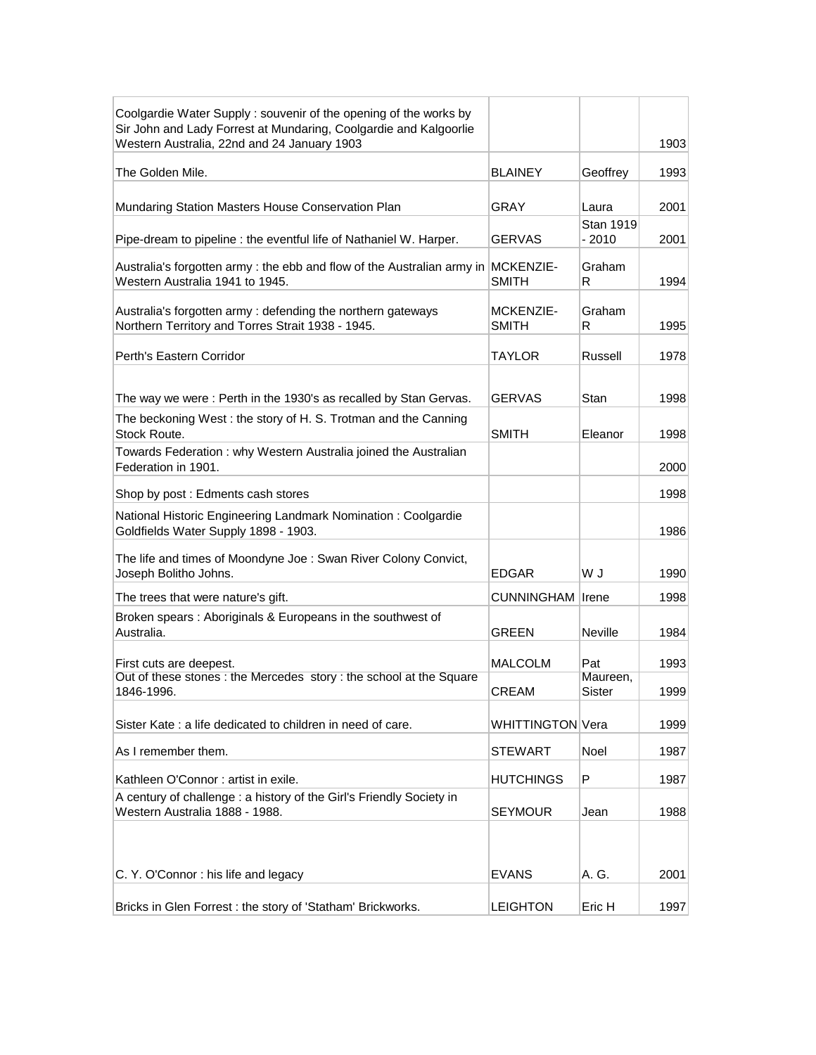| | | | |
|---|---|---|---|
| Coolgardie Water Supply : souvenir of the opening of the works by Sir John and Lady Forrest at Mundaring, Coolgardie and Kalgoorlie Western Australia, 22nd and 24 January 1903 | | | 1903 |
| The Golden Mile. | BLAINEY | Geoffrey | 1993 |
| Mundaring Station Masters House Conservation Plan | GRAY | Laura | 2001 |
| Pipe-dream to pipeline : the eventful life of Nathaniel W. Harper. | GERVAS | Stan 1919 - 2010 | 2001 |
| Australia's forgotten army : the ebb and flow of the Australian army in Western Australia 1941 to 1945. | MCKENZIE-SMITH | Graham R | 1994 |
| Australia's forgotten army : defending the northern gateways Northern Territory and Torres Strait 1938 - 1945. | MCKENZIE-SMITH | Graham R | 1995 |
| Perth's Eastern Corridor | TAYLOR | Russell | 1978 |
| The way we were : Perth in the 1930's as recalled by Stan Gervas. | GERVAS | Stan | 1998 |
| The beckoning West : the story of H. S. Trotman and the Canning Stock Route. | SMITH | Eleanor | 1998 |
| Towards Federation : why Western Australia joined the Australian Federation in 1901. | | | 2000 |
| Shop by post : Edments cash stores | | | 1998 |
| National Historic Engineering Landmark Nomination : Coolgardie Goldfields Water Supply 1898 - 1903. | | | 1986 |
| The life and times of Moondyne Joe : Swan River Colony Convict, Joseph Bolitho Johns. | EDGAR | W J | 1990 |
| The trees that were nature's gift. | CUNNINGHAM | Irene | 1998 |
| Broken spears : Aboriginals & Europeans in the southwest of Australia. | GREEN | Neville | 1984 |
| First cuts are deepest. | MALCOLM | Pat | 1993 |
| Out of these stones : the Mercedes story : the school at the Square 1846-1996. | CREAM | Maureen, Sister | 1999 |
| Sister Kate : a life dedicated to children in need of care. | WHITTINGTON | Vera | 1999 |
| As I remember them. | STEWART | Noel | 1987 |
| Kathleen O'Connor : artist in exile. | HUTCHINGS | P | 1987 |
| A century of challenge : a history of the Girl's Friendly Society in Western Australia 1888 - 1988. | SEYMOUR | Jean | 1988 |
| C. Y. O'Connor : his life and legacy | EVANS | A. G. | 2001 |
| Bricks in Glen Forrest : the story of 'Statham' Brickworks. | LEIGHTON | Eric H | 1997 |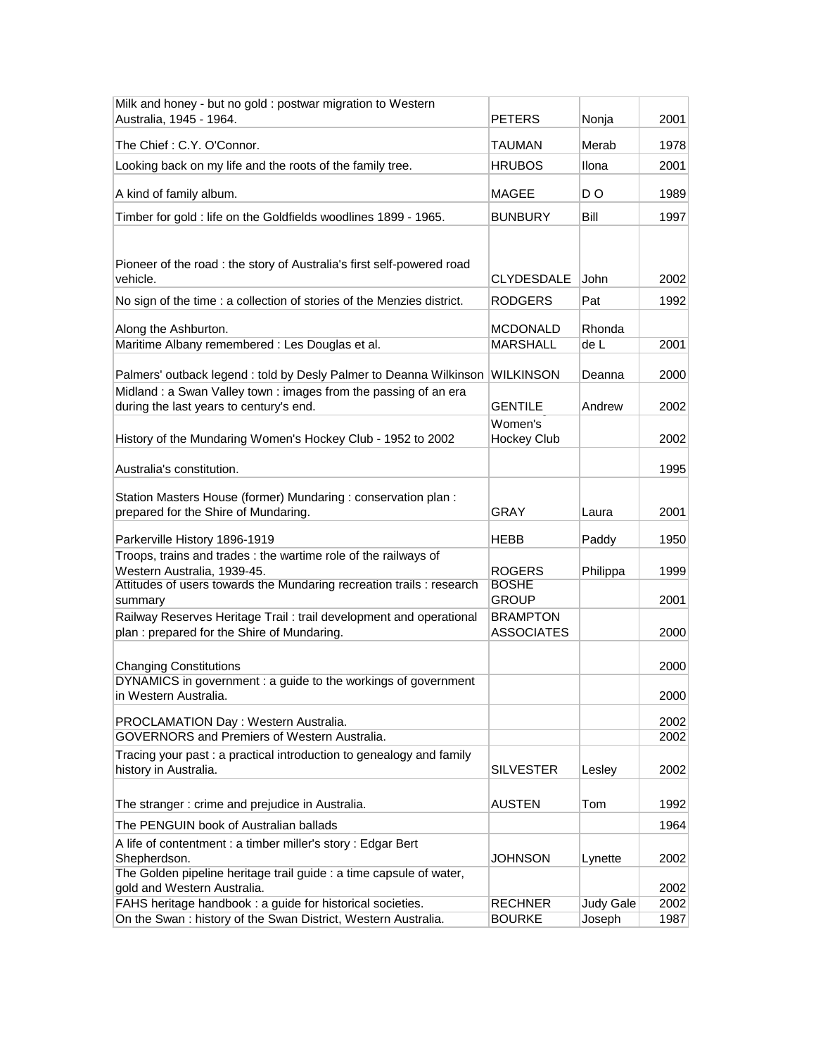| | | | |
|---|---|---|---|
| Milk and honey - but no gold : postwar migration to Western Australia, 1945 - 1964. | PETERS | Nonja | 2001 |
| The Chief : C.Y. O'Connor. | TAUMAN | Merab | 1978 |
| Looking back on my life and the roots of the family tree. | HRUBOS | Ilona | 2001 |
| A kind of family album. | MAGEE | D O | 1989 |
| Timber for gold : life on the Goldfields woodlines 1899 - 1965. | BUNBURY | Bill | 1997 |
| Pioneer of the road : the story of Australia's first self-powered road vehicle. | CLYDESDALE | John | 2002 |
| No sign of the time : a collection of stories of the Menzies district. | RODGERS | Pat | 1992 |
| Along the Ashburton. | MCDONALD | Rhonda | |
| Maritime Albany remembered : Les Douglas et al. | MARSHALL | de L | 2001 |
| Palmers' outback legend : told by Desly Palmer to Deanna Wilkinson | WILKINSON | Deanna | 2000 |
| Midland : a Swan Valley town : images from the passing of an era during the last years to century's end. | GENTILE | Andrew | 2002 |
| History of the Mundaring Women's Hockey Club - 1952 to 2002 | Women's Hockey Club | | 2002 |
| Australia's constitution. | | | 1995 |
| Station Masters House (former) Mundaring : conservation plan : prepared for the Shire of Mundaring. | GRAY | Laura | 2001 |
| Parkerville History 1896-1919 | HEBB | Paddy | 1950 |
| Troops, trains and trades : the wartime role of the railways of Western Australia, 1939-45. | ROGERS | Philippa | 1999 |
| Attitudes of users towards the Mundaring recreation trails : research summary | BOSHE GROUP | | 2001 |
| Railway Reserves Heritage Trail : trail development and operational plan : prepared for the Shire of Mundaring. | BRAMPTON ASSOCIATES | | 2000 |
| Changing Constitutions | | | 2000 |
| DYNAMICS in government : a guide to the workings of government in Western Australia. | | | 2000 |
| PROCLAMATION Day : Western Australia. | | | 2002 |
| GOVERNORS and Premiers of Western Australia. | | | 2002 |
| Tracing your past : a practical introduction to genealogy and family history in Australia. | SILVESTER | Lesley | 2002 |
| The stranger : crime and prejudice in Australia. | AUSTEN | Tom | 1992 |
| The PENGUIN book of Australian ballads | | | 1964 |
| A life of contentment : a timber miller's story : Edgar Bert Shepherdson. | JOHNSON | Lynette | 2002 |
| The Golden pipeline heritage trail guide : a time capsule of water, gold and Western Australia. | | | 2002 |
| FAHS heritage handbook : a guide for historical societies. | RECHNER | Judy Gale | 2002 |
| On the Swan : history of the Swan District, Western Australia. | BOURKE | Joseph | 1987 |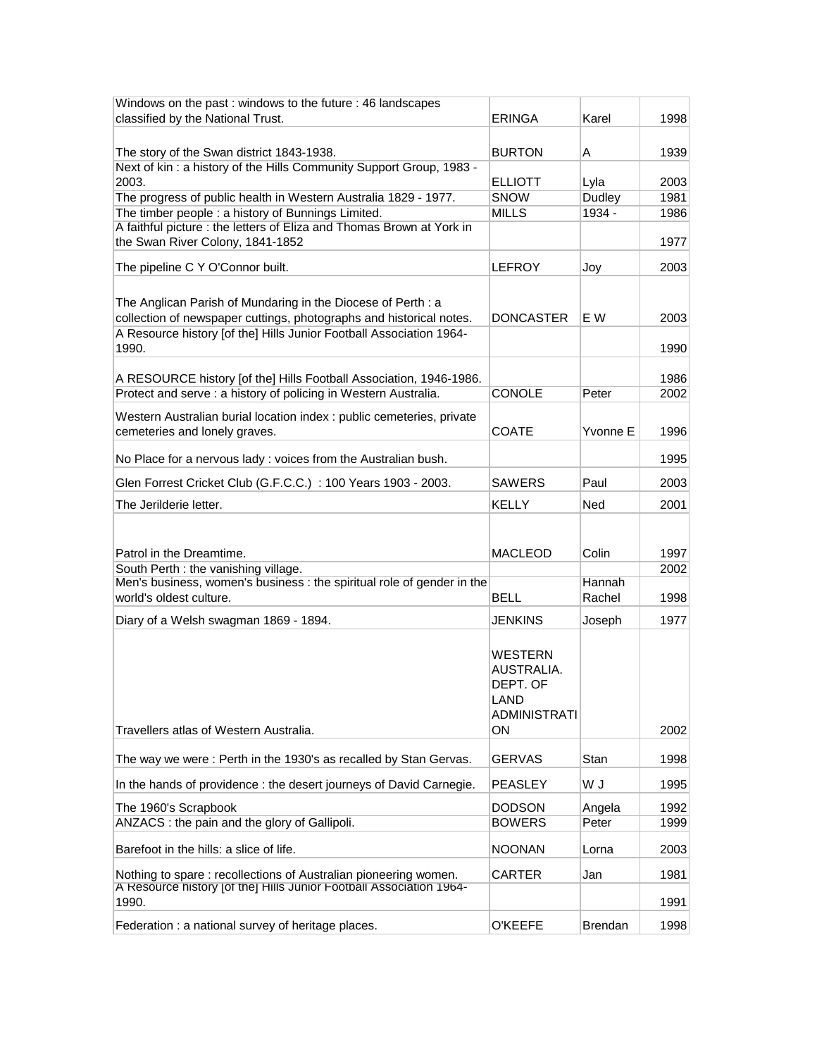| | | | |
|---|---|---|---|
| Windows on the past : windows to the future : 46 landscapes classified by the National Trust. | ERINGA | Karel | 1998 |
| The story of the Swan district 1843-1938. | BURTON | A | 1939 |
| Next of kin : a history of the Hills Community Support Group, 1983 - 2003. | ELLIOTT | Lyla | 2003 |
| The progress of public health in Western Australia 1829 - 1977. | SNOW | Dudley | 1981 |
| The timber people : a history of Bunnings Limited. | MILLS | 1934 - | 1986 |
| A faithful picture : the letters of Eliza and Thomas Brown at York in the Swan River Colony, 1841-1852 | | | 1977 |
| The pipeline C Y O'Connor built. | LEFROY | Joy | 2003 |
| The Anglican Parish of Mundaring in the Diocese of Perth : a collection of newspaper cuttings, photographs and historical notes. | DONCASTER | E W | 2003 |
| A Resource history [of the] Hills Junior Football Association 1964-1990. | | | 1990 |
| A RESOURCE history [of the] Hills Football Association, 1946-1986. | | | 1986 |
| Protect and serve : a history of policing in Western Australia. | CONOLE | Peter | 2002 |
| Western Australian burial location index : public cemeteries, private cemeteries and lonely graves. | COATE | Yvonne E | 1996 |
| No Place for a nervous lady : voices from the Australian bush. | | | 1995 |
| Glen Forrest Cricket Club (G.F.C.C.) : 100 Years 1903 - 2003. | SAWERS | Paul | 2003 |
| The Jerilderie letter. | KELLY | Ned | 2001 |
| Patrol in the Dreamtime. | MACLEOD | Colin | 1997 |
| South Perth : the vanishing village. | | | 2002 |
| Men's business, women's business : the spiritual role of gender in the world's oldest culture. | BELL | Hannah Rachel | 1998 |
| Diary of a Welsh swagman 1869 - 1894. | JENKINS | Joseph | 1977 |
| Travellers atlas of Western Australia. | WESTERN AUSTRALIA. DEPT. OF LAND ADMINISTRATION | | 2002 |
| The way we were : Perth in the 1930's as recalled by Stan Gervas. | GERVAS | Stan | 1998 |
| In the hands of providence : the desert journeys of David Carnegie. | PEASLEY | W J | 1995 |
| The 1960's Scrapbook | DODSON | Angela | 1992 |
| ANZACS : the pain and the glory of Gallipoli. | BOWERS | Peter | 1999 |
| Barefoot in the hills: a slice of life. | NOONAN | Lorna | 2003 |
| Nothing to spare : recollections of Australian pioneering women. | CARTER | Jan | 1981 |
| A Resource history [of the] Hills Junior Football Association 1964-1990. | | | 1991 |
| Federation : a national survey of heritage places. | O'KEEFE | Brendan | 1998 |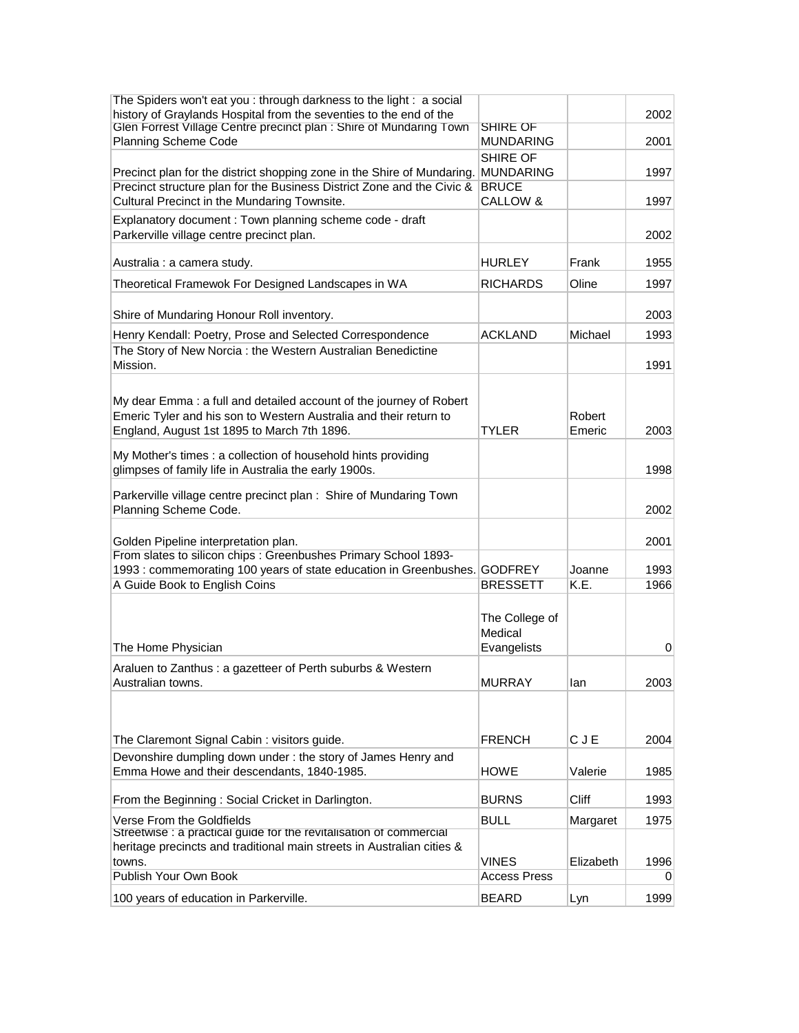| | | | |
|---|---|---|---|
| The Spiders won't eat you : through darkness to the light : a social history of Graylands Hospital from the seventies to the end of the | | | 2002 |
| Glen Forrest Village Centre precinct plan : Shire of Mundaring Town Planning Scheme Code | SHIRE OF MUNDARING | | 2001 |
| Precinct plan for the district shopping zone in the Shire of Mundaring. | SHIRE OF MUNDARING | | 1997 |
| Precinct structure plan for the Business District Zone and the Civic & Cultural Precinct in the Mundaring Townsite. | BRUCE CALLOW & | | 1997 |
| Explanatory document : Town planning scheme code - draft Parkerville village centre precinct plan. | | | 2002 |
| Australia : a camera study. | HURLEY | Frank | 1955 |
| Theoretical Framewok For Designed Landscapes in WA | RICHARDS | Oline | 1997 |
| Shire of Mundaring Honour Roll inventory. | | | 2003 |
| Henry Kendall: Poetry, Prose and Selected Correspondence | ACKLAND | Michael | 1993 |
| The Story of New Norcia : the Western Australian Benedictine Mission. | | | 1991 |
| My dear Emma : a full and detailed account of the journey of Robert Emeric Tyler and his son to Western Australia and their return to England, August 1st 1895 to March 7th 1896. | TYLER | Robert Emeric | 2003 |
| My Mother's times : a collection of household hints providing glimpses of family life in Australia the early 1900s. | | | 1998 |
| Parkerville village centre precinct plan : Shire of Mundaring Town Planning Scheme Code. | | | 2002 |
| Golden Pipeline interpretation plan. | | | 2001 |
| From slates to silicon chips : Greenbushes Primary School 1893-1993 : commemorating 100 years of state education in Greenbushes. | GODFREY | Joanne | 1993 |
| A Guide Book to English Coins | BRESSETT | K.E. | 1966 |
| The Home Physician | The College of Medical Evangelists | | 0 |
| Araluen to Zanthus : a gazetteer of Perth suburbs & Western Australian towns. | MURRAY | Ian | 2003 |
| The Claremont Signal Cabin : visitors guide. | FRENCH | C J E | 2004 |
| Devonshire dumpling down under : the story of James Henry and Emma Howe and their descendants, 1840-1985. | HOWE | Valerie | 1985 |
| From the Beginning : Social Cricket in Darlington. | BURNS | Cliff | 1993 |
| Verse From the Goldfields | BULL | Margaret | 1975 |
| Streetwise : a practical guide for the revitalisation of commercial heritage precincts and traditional main streets in Australian cities & towns. | VINES | Elizabeth | 1996 |
| Publish Your Own Book | Access Press | | 0 |
| 100 years of education in Parkerville. | BEARD | Lyn | 1999 |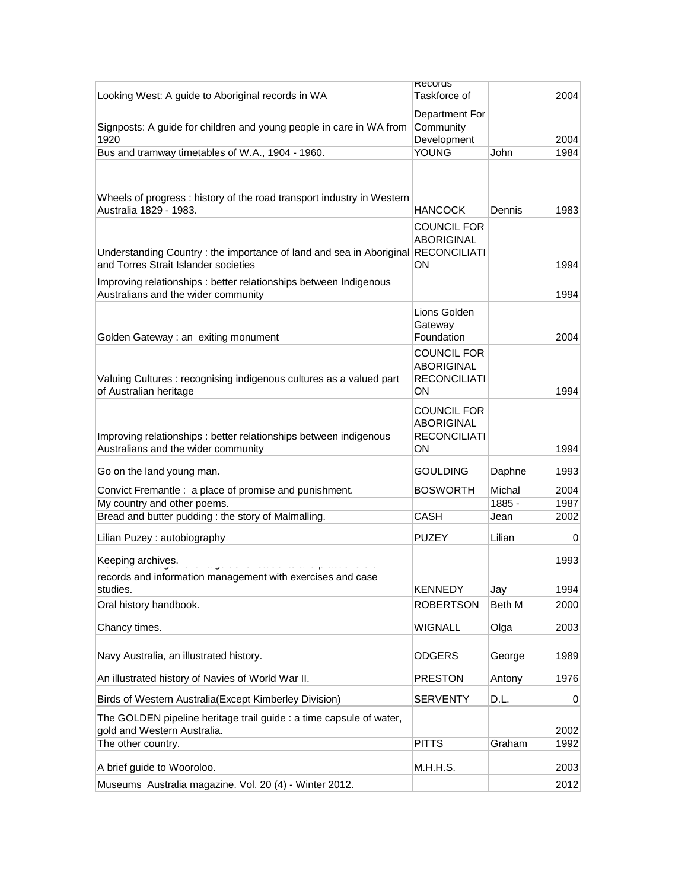| | | | |
|---|---|---|---|
| Looking West: A guide to Aboriginal records in WA | Records Taskforce of | | 2004 |
| Signposts: A guide for children and young people in care in WA from 1920 | Department For Community Development | | 2004 |
| Bus and tramway timetables of W.A., 1904 - 1960. | YOUNG | John | 1984 |
| Wheels of progress : history of the road transport industry in Western Australia 1829 - 1983. | HANCOCK | Dennis | 1983 |
| Understanding Country : the importance of land and sea in Aboriginal and Torres Strait Islander societies | COUNCIL FOR ABORIGINAL RECONCILIATION | | 1994 |
| Improving relationships : better relationships between Indigenous Australians and the wider community | | | 1994 |
| Golden Gateway : an exiting monument | Lions Golden Gateway Foundation | | 2004 |
| Valuing Cultures : recognising indigenous cultures as a valued part of Australian heritage | COUNCIL FOR ABORIGINAL RECONCILIATION | | 1994 |
| Improving relationships : better relationships between indigenous Australians and the wider community | COUNCIL FOR ABORIGINAL RECONCILIATION | | 1994 |
| Go on the land young man. | GOULDING | Daphne | 1993 |
| Convict Fremantle : a place of promise and punishment. | BOSWORTH | Michal | 2004 |
| My country and other poems. | | 1885 - | 1987 |
| Bread and butter pudding : the story of Malmalling. | CASH | Jean | 2002 |
| Lilian Puzey : autobiography | PUZEY | Lilian | 0 |
| Keeping archives. | | | 1993 |
| records and information management with exercises and case studies. | KENNEDY | Jay | 1994 |
| Oral history handbook. | ROBERTSON | Beth M | 2000 |
| Chancy times. | WIGNALL | Olga | 2003 |
| Navy Australia, an illustrated history. | ODGERS | George | 1989 |
| An illustrated history of Navies of World War II. | PRESTON | Antony | 1976 |
| Birds of Western Australia(Except Kimberley Division) | SERVENTY | D.L. | 0 |
| The GOLDEN pipeline heritage trail guide : a time capsule of water, gold and Western Australia. | | | 2002 |
| The other country. | PITTS | Graham | 1992 |
| A brief guide to Wooroloo. | M.H.H.S. | | 2003 |
| Museums Australia magazine. Vol. 20 (4) - Winter 2012. | | | 2012 |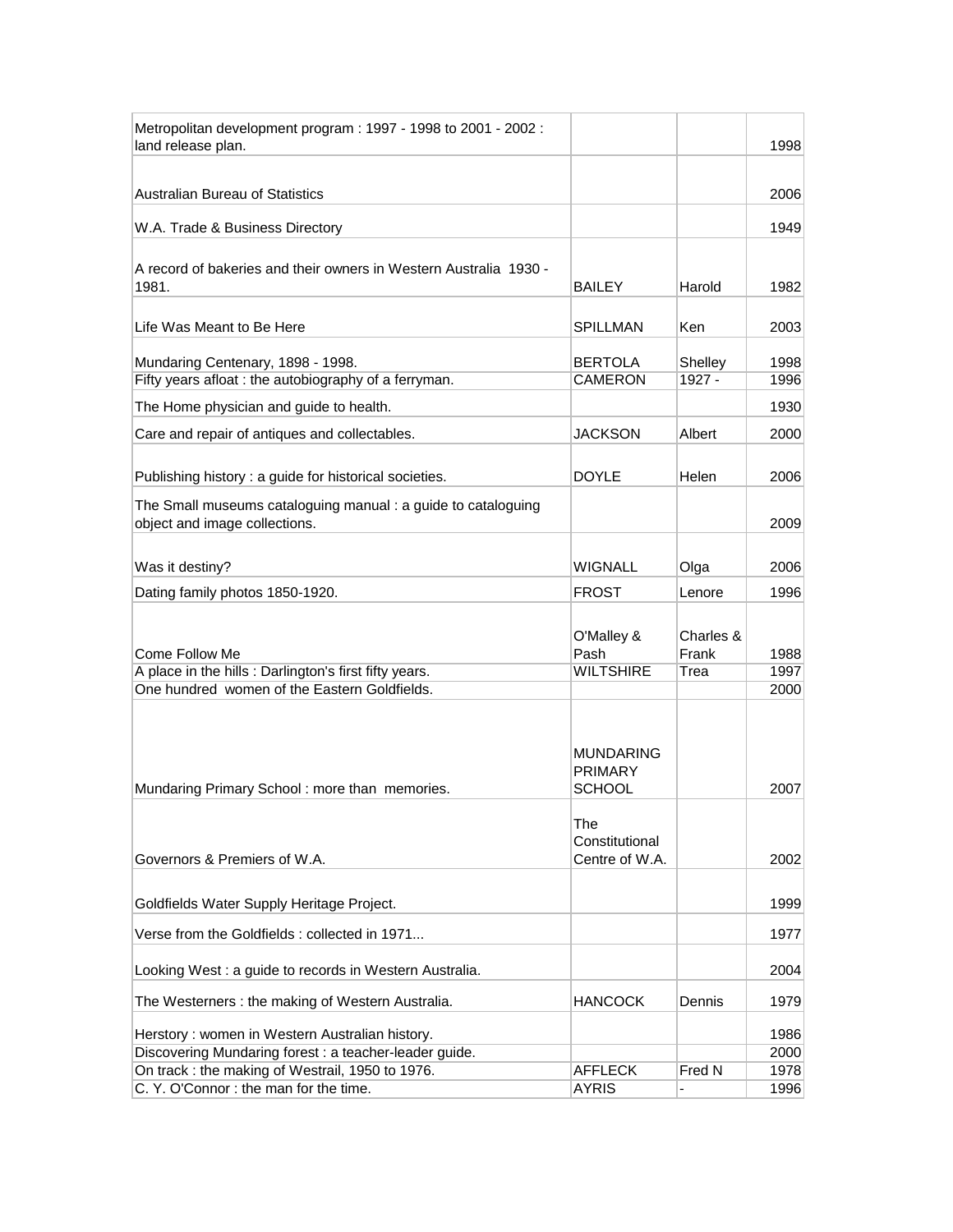| | | | |
|---|---|---|---|
| Metropolitan development program : 1997 - 1998 to 2001 - 2002 : land release plan. | | | 1998 |
| Australian Bureau of Statistics | | | 2006 |
| W.A. Trade & Business Directory | | | 1949 |
| A record of bakeries and their owners in Western Australia 1930 - 1981. | BAILEY | Harold | 1982 |
| Life Was Meant to Be Here | SPILLMAN | Ken | 2003 |
| Mundaring Centenary, 1898 - 1998. | BERTOLA | Shelley | 1998 |
| Fifty years afloat : the autobiography of a ferryman. | CAMERON | 1927 - | 1996 |
| The Home physician and guide to health. | | | 1930 |
| Care and repair of antiques and collectables. | JACKSON | Albert | 2000 |
| Publishing history : a guide for historical societies. | DOYLE | Helen | 2006 |
| The Small museums cataloguing manual : a guide to cataloguing object and image collections. | | | 2009 |
| Was it destiny? | WIGNALL | Olga | 2006 |
| Dating family photos 1850-1920. | FROST | Lenore | 1996 |
| Come Follow Me | O'Malley & Pash | Charles & Frank | 1988 |
| A place in the hills : Darlington's first fifty years. | WILTSHIRE | Trea | 1997 |
| One hundred women of the Eastern Goldfields. | | | 2000 |
| Mundaring Primary School : more than memories. | MUNDARING PRIMARY SCHOOL | | 2007 |
| Governors & Premiers of W.A. | The Constitutional Centre of W.A. | | 2002 |
| Goldfields Water Supply Heritage Project. | | | 1999 |
| Verse from the Goldfields : collected in 1971... | | | 1977 |
| Looking West : a guide to records in Western Australia. | | | 2004 |
| The Westerners : the making of Western Australia. | HANCOCK | Dennis | 1979 |
| Herstory : women in Western Australian history. | | | 1986 |
| Discovering Mundaring forest : a teacher-leader guide. | | | 2000 |
| On track : the making of Westrail, 1950 to 1976. | AFFLECK | Fred N | 1978 |
| C. Y. O'Connor : the man for the time. | AYRIS | - | 1996 |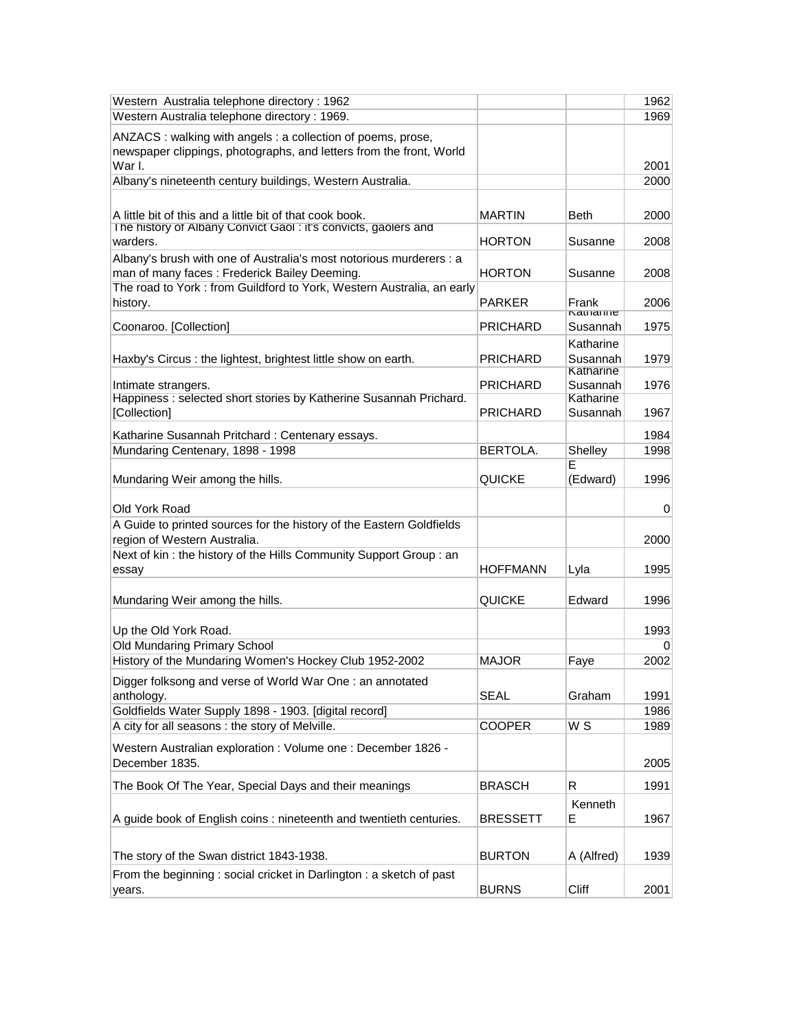| | | | |
|---|---|---|---|
| Western  Australia telephone directory : 1962 | | | 1962 |
| Western Australia telephone directory : 1969. | | | 1969 |
| ANZACS : walking with angels : a collection of poems, prose, newspaper clippings, photographs, and letters from the front, World War I. | | | 2001 |
| Albany's nineteenth century buildings, Western Australia. | | | 2000 |
| A little bit of this and a little bit of that cook book. | MARTIN | Beth | 2000 |
| The history of Albany Convict Gaol : it's convicts, gaolers and warders. | HORTON | Susanne | 2008 |
| Albany's brush with one of Australia's most notorious murderers : a man of many faces : Frederick Bailey Deeming. | HORTON | Susanne | 2008 |
| The road to York : from Guildford to York, Western Australia, an early history. | PARKER | Frank | 2006 |
| Coonaroo. [Collection] | PRICHARD | Katharine Susannah | 1975 |
| Haxby's Circus : the lightest, brightest little show on earth. | PRICHARD | Katharine Susannah | 1979 |
| Intimate strangers. | PRICHARD | Katharine Susannah | 1976 |
| Happiness : selected short stories by Katharine Susannah Prichard. [Collection] | PRICHARD | Katharine Susannah | 1967 |
| Katharine Susannah Pritchard : Centenary essays. | | | 1984 |
| Mundaring Centenary, 1898 - 1998 | BERTOLA. | Shelley | 1998 |
| Mundaring Weir among the hills. | QUICKE | E (Edward) | 1996 |
| Old York Road | | | 0 |
| A Guide to printed sources for the history of the Eastern Goldfields region of Western Australia. | | | 2000 |
| Next of kin : the history of the Hills Community Support Group : an essay | HOFFMANN | Lyla | 1995 |
| Mundaring Weir among the hills. | QUICKE | Edward | 1996 |
| Up the Old York Road. | | | 1993 |
| Old Mundaring Primary School | | | 0 |
| History of the Mundaring Women's Hockey Club 1952-2002 | MAJOR | Faye | 2002 |
| Digger folksong and verse of World War One : an annotated anthology. | SEAL | Graham | 1991 |
| Goldfields Water Supply 1898 - 1903. [digital record] | | | 1986 |
| A city for all seasons : the story of Melville. | COOPER | W S | 1989 |
| Western Australian exploration : Volume one : December 1826 - December 1835. | | | 2005 |
| The Book Of The Year, Special Days and their meanings | BRASCH | R | 1991 |
| A guide book of English coins : nineteenth and twentieth centuries. | BRESSETT | Kenneth E | 1967 |
| The story of the Swan district 1843-1938. | BURTON | A (Alfred) | 1939 |
| From the beginning : social cricket in Darlington : a sketch of past years. | BURNS | Cliff | 2001 |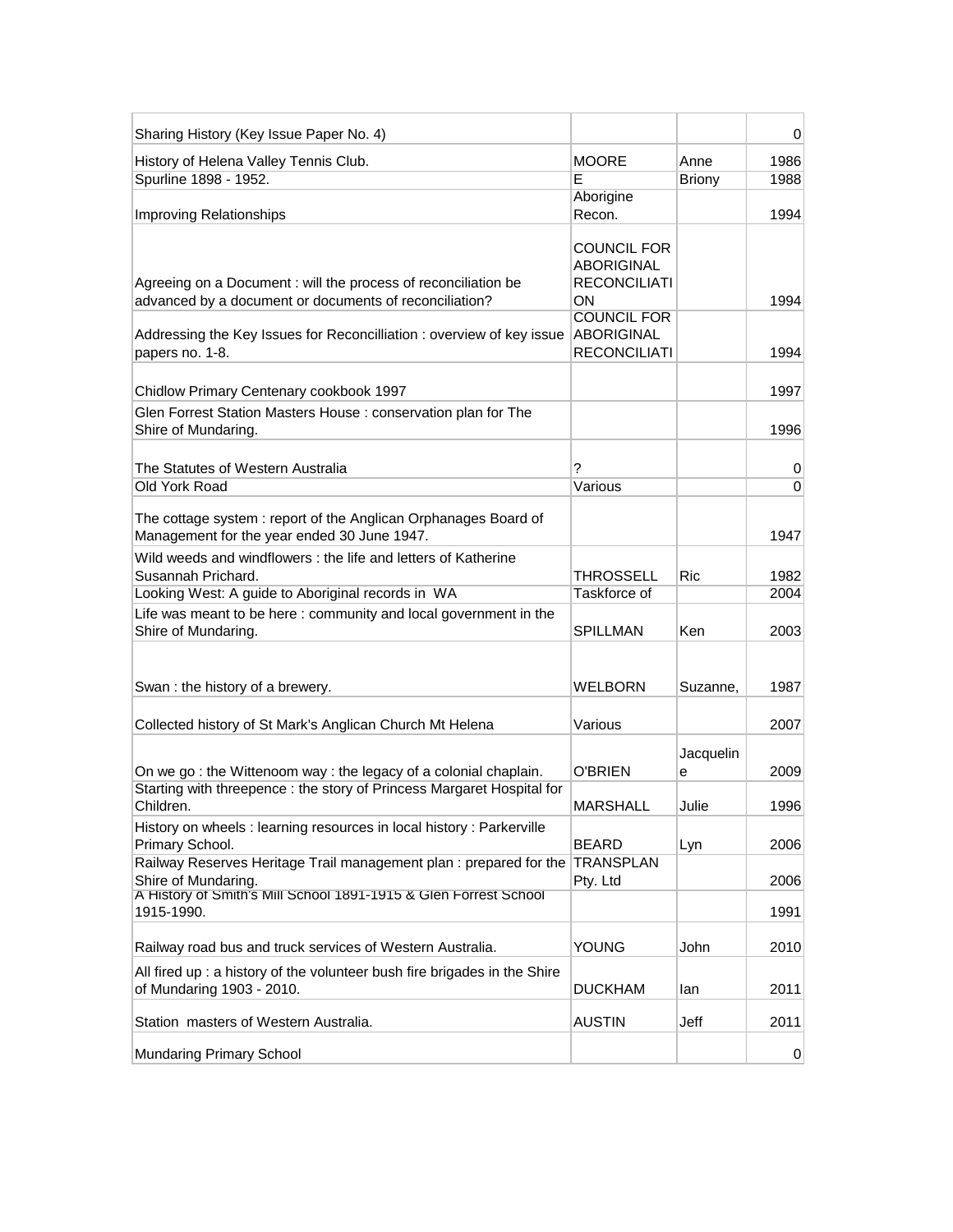| Sharing History (Key Issue Paper No. 4) | | | 0 |
|---|---|---|---|
| History of Helena Valley Tennis Club. | MOORE | Anne | 1986 |
| Spurline 1898 - 1952. | E | Briony | 1988 |
| Improving Relationships | Aborigine Recon. | | 1994 |
| Agreeing on a Document : will the process of reconciliation be advanced by a document or documents of reconciliation? | COUNCIL FOR ABORIGINAL RECONCILIATI ON | | 1994 |
| Addressing the Key Issues for Reconcilliation : overview of key issue papers no. 1-8. | COUNCIL FOR ABORIGINAL RECONCILIATI | | 1994 |
| Chidlow Primary Centenary cookbook 1997 | | | 1997 |
| Glen Forrest Station Masters House : conservation plan for The Shire of Mundaring. | | | 1996 |
| The Statutes of Western Australia | ? | | 0 |
| Old York Road | Various | | 0 |
| The cottage system : report of the Anglican Orphanages Board of Management for the year ended 30 June 1947. | | | 1947 |
| Wild weeds and windflowers : the life and letters of Katherine Susannah Prichard. | THROSSELL | Ric | 1982 |
| Looking West: A guide to Aboriginal records in WA | Taskforce of | | 2004 |
| Life was meant to be here : community and local government in the Shire of Mundaring. | SPILLMAN | Ken | 2003 |
| Swan : the history of a brewery. | WELBORN | Suzanne, | 1987 |
| Collected history of St Mark's Anglican Church Mt Helena | Various | | 2007 |
| On we go : the Wittenoom way : the legacy of a colonial chaplain. | O'BRIEN | Jacquelin e | 2009 |
| Starting with threepence : the story of Princess Margaret Hospital for Children. | MARSHALL | Julie | 1996 |
| History on wheels : learning resources in local history : Parkerville Primary School. | BEARD | Lyn | 2006 |
| Railway Reserves Heritage Trail management plan : prepared for the Shire of Mundaring. | TRANSPLAN Pty. Ltd | | 2006 |
| A History of Smith's Mill School 1891-1915 & Glen Forrest School 1915-1990. | | | 1991 |
| Railway road bus and truck services of Western Australia. | YOUNG | John | 2010 |
| All fired up : a history of the volunteer bush fire brigades in the Shire of Mundaring 1903 - 2010. | DUCKHAM | Ian | 2011 |
| Station masters of Western Australia. | AUSTIN | Jeff | 2011 |
| Mundaring Primary School | | | 0 |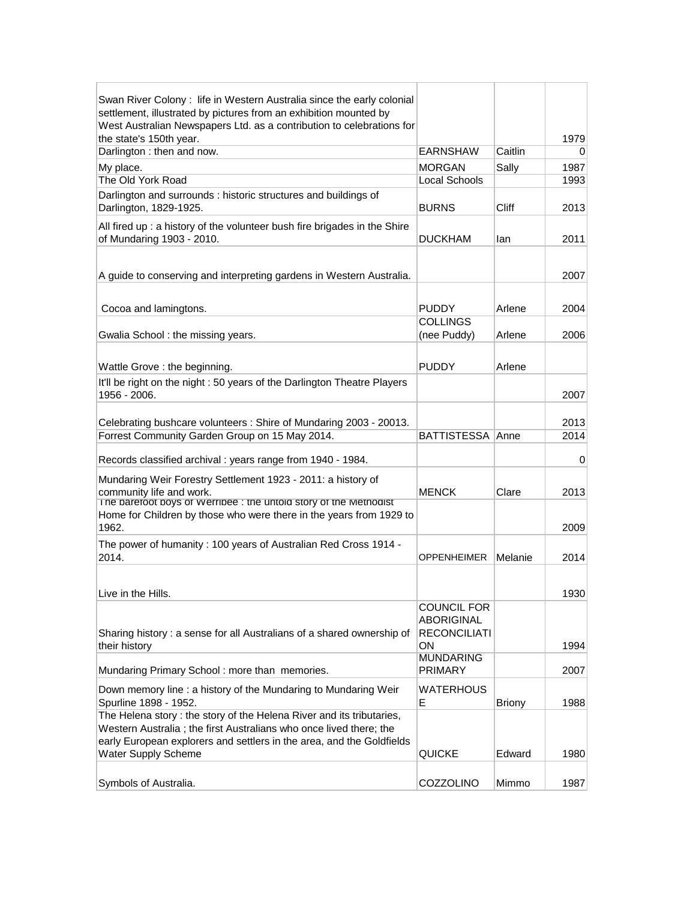| | | | |
|---|---|---|---|
| Swan River Colony : life in Western Australia since the early colonial settlement, illustrated by pictures from an exhibition mounted by West Australian Newspapers Ltd. as a contribution to celebrations for the state's 150th year. | | | 1979 |
| Darlington : then and now. | EARNSHAW | Caitlin | 0 |
| My place. | MORGAN | Sally | 1987 |
| The Old York Road | Local Schools | | 1993 |
| Darlington and surrounds : historic structures and buildings of Darlington, 1829-1925. | BURNS | Cliff | 2013 |
| All fired up : a history of the volunteer bush fire brigades in the Shire of Mundaring 1903 - 2010. | DUCKHAM | Ian | 2011 |
| A guide to conserving and interpreting gardens in Western Australia. | | | 2007 |
| Cocoa and lamingtons. | PUDDY | Arlene | 2004 |
| Gwalia School : the missing years. | COLLINGS (nee Puddy) | Arlene | 2006 |
| Wattle Grove : the beginning. | PUDDY | Arlene | |
| It'll be right on the night : 50 years of the Darlington Theatre Players 1956 - 2006. | | | 2007 |
| Celebrating bushcare volunteers : Shire of Mundaring 2003 - 20013. | | | 2013 |
| Forrest Community Garden Group on 15 May 2014. | BATTISTESSA | Anne | 2014 |
| Records classified archival : years range from 1940 - 1984. | | | 0 |
| Mundaring Weir Forestry Settlement 1923 - 2011: a history of community life and work. | MENCK | Clare | 2013 |
| The barefoot boys of Werribee : the untold story of the Methodist Home for Children by those who were there in the years from 1929 to 1962. | | | 2009 |
| The power of humanity : 100 years of Australian Red Cross 1914 - 2014. | OPPENHEIMER | Melanie | 2014 |
| Live in the Hills. | | | 1930 |
| Sharing history : a sense for all Australians of a shared ownership of their history | COUNCIL FOR ABORIGINAL RECONCILIATION | | 1994 |
| Mundaring Primary School : more than memories. | MUNDARING PRIMARY | | 2007 |
| Down memory line : a history of the Mundaring to Mundaring Weir Spurline 1898 - 1952. | WATERHOUSE | Briony | 1988 |
| The Helena story : the story of the Helena River and its tributaries, Western Australia ; the first Australians who once lived there; the early European explorers and settlers in the area, and the Goldfields Water Supply Scheme | QUICKE | Edward | 1980 |
| Symbols of Australia. | COZZOLINO | Mimmo | 1987 |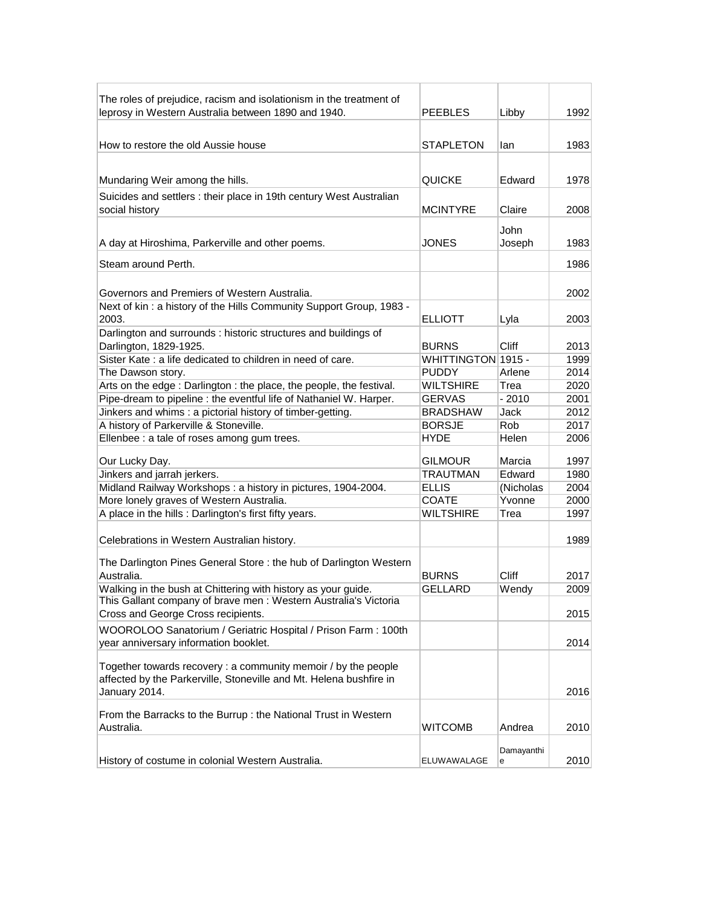| | | | |
|---|---|---|---|
| The roles of prejudice, racism and isolationism in the treatment of leprosy in Western Australia between 1890 and 1940. | PEEBLES | Libby | 1992 |
| How to restore the old Aussie house | STAPLETON | Ian | 1983 |
| Mundaring Weir among the hills. | QUICKE | Edward | 1978 |
| Suicides and settlers : their place in 19th century West Australian social history | MCINTYRE | Claire | 2008 |
| A day at Hiroshima, Parkerville and other poems. | JONES | John Joseph | 1983 |
| Steam around Perth. | | | 1986 |
| Governors and Premiers of Western Australia. | | | 2002 |
| Next of kin : a history of the Hills Community Support Group, 1983 - 2003. | ELLIOTT | Lyla | 2003 |
| Darlington and surrounds : historic structures and buildings of Darlington, 1829-1925. | BURNS | Cliff | 2013 |
| Sister Kate : a life dedicated to children in need of care. | WHITTINGTON | 1915 - | 1999 |
| The Dawson story. | PUDDY | Arlene | 2014 |
| Arts on the edge : Darlington : the place, the people, the festival. | WILTSHIRE | Trea | 2020 |
| Pipe-dream to pipeline : the eventful life of Nathaniel W. Harper. | GERVAS | - 2010 | 2001 |
| Jinkers and whims : a pictorial history of timber-getting. | BRADSHAW | Jack | 2012 |
| A history of Parkerville & Stoneville. | BORSJE | Rob | 2017 |
| Ellenbee : a tale of roses among gum trees. | HYDE | Helen | 2006 |
| Our Lucky Day. | GILMOUR | Marcia | 1997 |
| Jinkers and jarrah jerkers. | TRAUTMAN | Edward | 1980 |
| Midland Railway Workshops : a history in pictures, 1904-2004. | ELLIS | (Nicholas | 2004 |
| More lonely graves of Western Australia. | COATE | Yvonne | 2000 |
| A place in the hills : Darlington's first fifty years. | WILTSHIRE | Trea | 1997 |
| Celebrations in Western Australian history. | | | 1989 |
| The Darlington Pines General Store : the hub of Darlington Western Australia. | BURNS | Cliff | 2017 |
| Walking in the bush at Chittering with history as your guide. | GELLARD | Wendy | 2009 |
| This Gallant company of brave men : Western Australia's Victoria Cross and George Cross recipients. | | | 2015 |
| WOOROLOO Sanatorium / Geriatric Hospital / Prison Farm : 100th year anniversary information booklet. | | | 2014 |
| Together towards recovery : a community memoir / by the people affected by the Parkerville, Stoneville and Mt. Helena bushfire in January 2014. | | | 2016 |
| From the Barracks to the Burrup : the National Trust in Western Australia. | WITCOMB | Andrea | 2010 |
| History of costume in colonial Western Australia. | ELUWAWALAGE | Damayanthie | 2010 |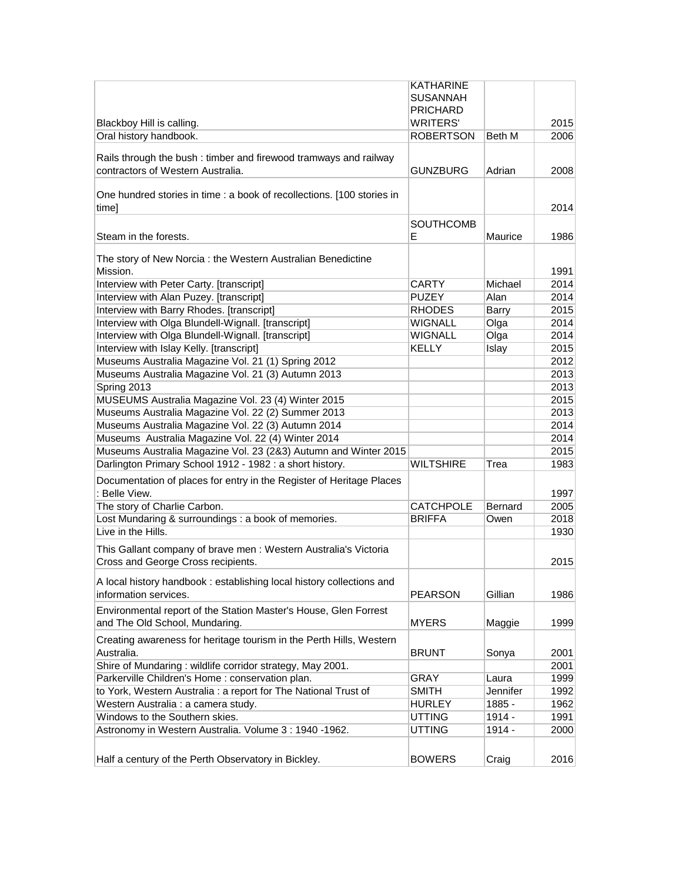| | | | |
|---|---|---|---|
| Blackboy Hill is calling. | KATHARINE SUSANNAH PRICHARD WRITERS' | | 2015 |
| Oral history handbook. | ROBERTSON | Beth M | 2006 |
| Rails through the bush : timber and firewood tramways and railway contractors of Western Australia. | GUNZBURG | Adrian | 2008 |
| One hundred stories in time : a book of recollections. [100 stories in time] | | | 2014 |
| Steam in the forests. | SOUTHCOMBE | Maurice | 1986 |
| The story of New Norcia : the Western Australian Benedictine Mission. | | | 1991 |
| Interview with Peter Carty. [transcript] | CARTY | Michael | 2014 |
| Interview with Alan Puzey. [transcript] | PUZEY | Alan | 2014 |
| Interview with Barry Rhodes. [transcript] | RHODES | Barry | 2015 |
| Interview with Olga Blundell-Wignall. [transcript] | WIGNALL | Olga | 2014 |
| Interview with Olga Blundell-Wignall. [transcript] | WIGNALL | Olga | 2014 |
| Interview with Islay Kelly. [transcript] | KELLY | Islay | 2015 |
| Museums Australia Magazine Vol. 21 (1) Spring 2012 | | | 2012 |
| Museums Australia Magazine Vol. 21 (3) Autumn 2013 | | | 2013 |
| Spring 2013 | | | 2013 |
| MUSEUMS Australia Magazine Vol. 23 (4) Winter 2015 | | | 2015 |
| Museums Australia Magazine Vol. 22 (2) Summer 2013 | | | 2013 |
| Museums Australia Magazine Vol. 22 (3) Autumn 2014 | | | 2014 |
| Museums Australia Magazine Vol. 22 (4) Winter 2014 | | | 2014 |
| Museums Australia Magazine Vol. 23 (2&3) Autumn and Winter 2015 | | | 2015 |
| Darlington Primary School 1912 - 1982 : a short history. | WILTSHIRE | Trea | 1983 |
| Documentation of places for entry in the Register of Heritage Places : Belle View. | | | 1997 |
| The story of Charlie Carbon. | CATCHPOLE | Bernard | 2005 |
| Lost Mundaring & surroundings : a book of memories. | BRIFFA | Owen | 2018 |
| Live in the Hills. | | | 1930 |
| This Gallant company of brave men : Western Australia's Victoria Cross and George Cross recipients. | | | 2015 |
| A local history handbook : establishing local history collections and information services. | PEARSON | Gillian | 1986 |
| Environmental report of the Station Master's House, Glen Forrest and The Old School, Mundaring. | MYERS | Maggie | 1999 |
| Creating awareness for heritage tourism in the Perth Hills, Western Australia. | BRUNT | Sonya | 2001 |
| Shire of Mundaring : wildlife corridor strategy, May 2001. | | | 2001 |
| Parkerville Children's Home : conservation plan. | GRAY | Laura | 1999 |
| to York, Western Australia : a report for The National Trust of | SMITH | Jennifer | 1992 |
| Western Australia : a camera study. | HURLEY | 1885 - | 1962 |
| Windows to the Southern skies. | UTTING | 1914 - | 1991 |
| Astronomy in Western Australia. Volume 3 : 1940 -1962. | UTTING | 1914 - | 2000 |
| Half a century of the Perth Observatory in Bickley. | BOWERS | Craig | 2016 |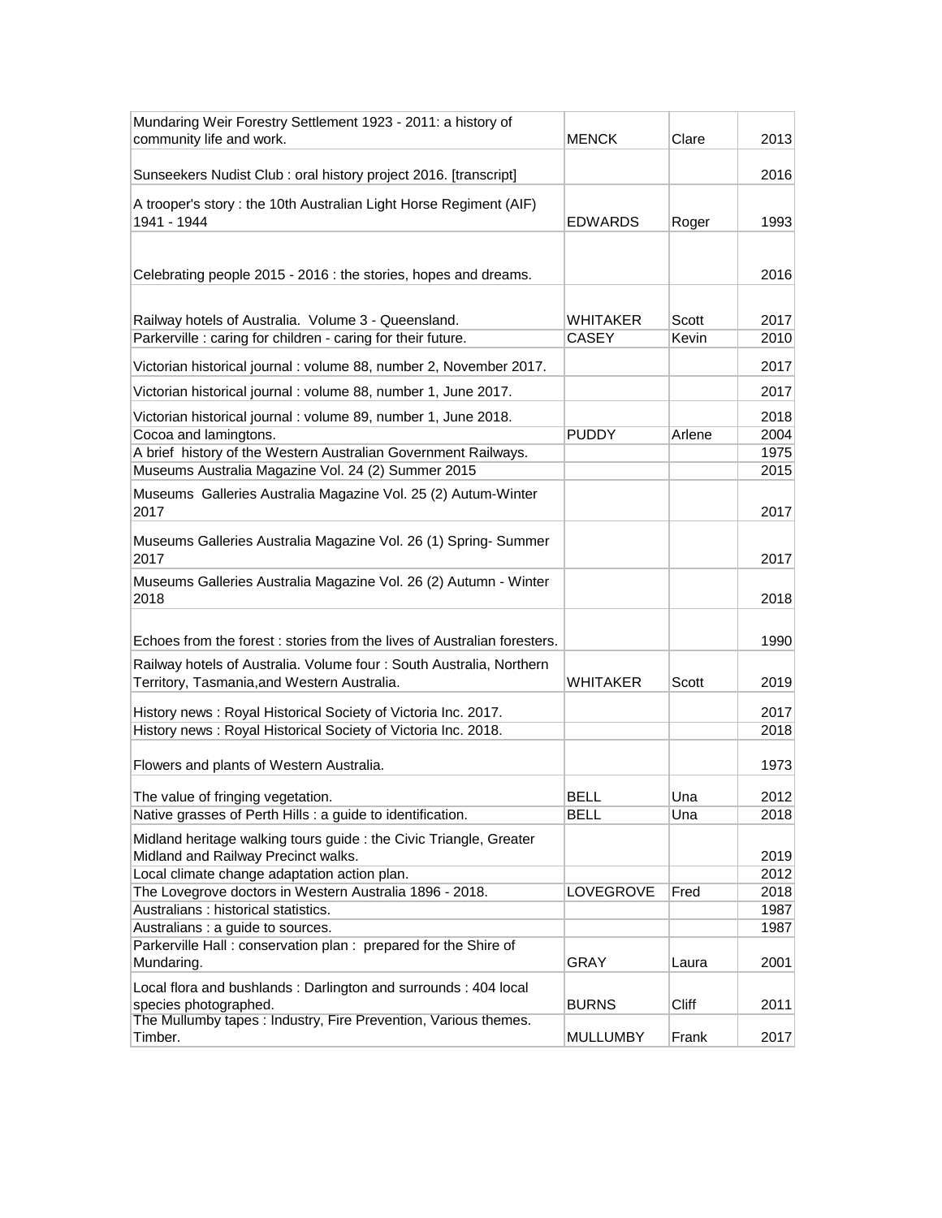| | | | |
|---|---|---|---|
| Mundaring Weir Forestry Settlement 1923 - 2011: a history of community life and work. | MENCK | Clare | 2013 |
| Sunseekers Nudist Club : oral history project 2016. [transcript] | | | 2016 |
| A trooper's story : the 10th Australian Light Horse Regiment (AIF) 1941 - 1944 | EDWARDS | Roger | 1993 |
| Celebrating people 2015 - 2016 : the stories, hopes and dreams. | | | 2016 |
| Railway hotels of Australia. Volume 3 - Queensland. | WHITAKER | Scott | 2017 |
| Parkerville : caring for children - caring for their future. | CASEY | Kevin | 2010 |
| Victorian historical journal : volume 88, number 2, November 2017. | | | 2017 |
| Victorian historical journal : volume 88, number 1, June 2017. | | | 2017 |
| Victorian historical journal : volume 89, number 1, June 2018. | | | 2018 |
| Cocoa and lamingtons. | PUDDY | Arlene | 2004 |
| A brief history of the Western Australian Government Railways. | | | 1975 |
| Museums Australia Magazine Vol. 24 (2) Summer 2015 | | | 2015 |
| Museums Galleries Australia Magazine Vol. 25 (2) Autum-Winter 2017 | | | 2017 |
| Museums Galleries Australia Magazine Vol. 26 (1) Spring- Summer 2017 | | | 2017 |
| Museums Galleries Australia Magazine Vol. 26 (2) Autumn - Winter 2018 | | | 2018 |
| Echoes from the forest : stories from the lives of Australian foresters. | | | 1990 |
| Railway hotels of Australia. Volume four : South Australia, Northern Territory, Tasmania,and Western Australia. | WHITAKER | Scott | 2019 |
| History news : Royal Historical Society of Victoria Inc. 2017. | | | 2017 |
| History news : Royal Historical Society of Victoria Inc. 2018. | | | 2018 |
| Flowers and plants of Western Australia. | | | 1973 |
| The value of fringing vegetation. | BELL | Una | 2012 |
| Native grasses of Perth Hills : a guide to identification. | BELL | Una | 2018 |
| Midland heritage walking tours guide : the Civic Triangle, Greater Midland and Railway Precinct walks. | | | 2019 |
| Local climate change adaptation action plan. | | | 2012 |
| The Lovegrove doctors in Western Australia 1896 - 2018. | LOVEGROVE | Fred | 2018 |
| Australians : historical statistics. | | | 1987 |
| Australians : a guide to sources. | | | 1987 |
| Parkerville Hall : conservation plan : prepared for the Shire of Mundaring. | GRAY | Laura | 2001 |
| Local flora and bushlands : Darlington and surrounds : 404 local species photographed. | BURNS | Cliff | 2011 |
| The Mullumby tapes : Industry, Fire Prevention, Various themes. Timber. | MULLUMBY | Frank | 2017 |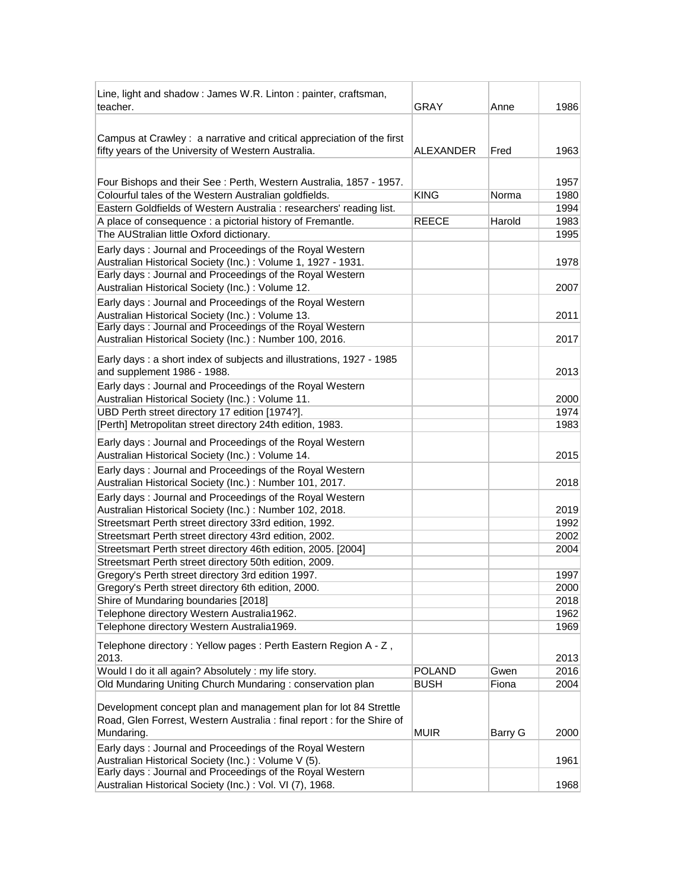| | | | |
|---|---|---|---|
| Line, light and shadow : James W.R. Linton : painter, craftsman, teacher. | GRAY | Anne | 1986 |
| Campus at Crawley : a narrative and critical appreciation of the first fifty years of the University of Western Australia. | ALEXANDER | Fred | 1963 |
| Four Bishops and their See : Perth, Western Australia, 1857 - 1957. | | | 1957 |
| Colourful tales of the Western Australian goldfields. | KING | Norma | 1980 |
| Eastern Goldfields of Western Australia : researchers' reading list. | | | 1994 |
| A place of consequence : a pictorial history of Fremantle. | REECE | Harold | 1983 |
| The AUStralian little Oxford dictionary. | | | 1995 |
| Early days : Journal and Proceedings of the Royal Western Australian Historical Society (Inc.) : Volume 1, 1927 - 1931. | | | 1978 |
| Early days : Journal and Proceedings of the Royal Western Australian Historical Society (Inc.) : Volume 12. | | | 2007 |
| Early days : Journal and Proceedings of the Royal Western Australian Historical Society (Inc.) : Volume 13. | | | 2011 |
| Early days : Journal and Proceedings of the Royal Western Australian Historical Society (Inc.) : Number 100, 2016. | | | 2017 |
| Early days : a short index of subjects and illustrations, 1927 - 1985 and supplement 1986 - 1988. | | | 2013 |
| Early days : Journal and Proceedings of the Royal Western Australian Historical Society (Inc.) : Volume 11. | | | 2000 |
| UBD Perth street directory 17 edition [1974?]. | | | 1974 |
| [Perth] Metropolitan street directory 24th edition, 1983. | | | 1983 |
| Early days : Journal and Proceedings of the Royal Western Australian Historical Society (Inc.) : Volume 14. | | | 2015 |
| Early days : Journal and Proceedings of the Royal Western Australian Historical Society (Inc.) : Number 101, 2017. | | | 2018 |
| Early days : Journal and Proceedings of the Royal Western Australian Historical Society (Inc.) : Number 102, 2018. | | | 2019 |
| Streetsmart Perth street directory 33rd edition, 1992. | | | 1992 |
| Streetsmart Perth street directory 43rd edition, 2002. | | | 2002 |
| Streetsmart Perth street directory 46th edition, 2005. [2004] | | | 2004 |
| Streetsmart Perth street directory 50th edition, 2009. | | | |
| Gregory's Perth street directory 3rd edition 1997. | | | 1997 |
| Gregory's Perth street directory 6th edition, 2000. | | | 2000 |
| Shire of Mundaring boundaries [2018] | | | 2018 |
| Telephone directory Western Australia1962. | | | 1962 |
| Telephone directory Western Australia1969. | | | 1969 |
| Telephone directory : Yellow pages : Perth Eastern Region A - Z , 2013. | | | 2013 |
| Would I do it all again? Absolutely : my life story. | POLAND | Gwen | 2016 |
| Old Mundaring Uniting Church Mundaring : conservation plan | BUSH | Fiona | 2004 |
| Development concept plan and management plan for lot 84 Strettle Road, Glen Forrest, Western Australia : final report : for the Shire of Mundaring. | MUIR | Barry G | 2000 |
| Early days : Journal and Proceedings of the Royal Western Australian Historical Society (Inc.) : Volume V (5). | | | 1961 |
| Early days : Journal and Proceedings of the Royal Western Australian Historical Society (Inc.) : Vol. VI (7), 1968. | | | 1968 |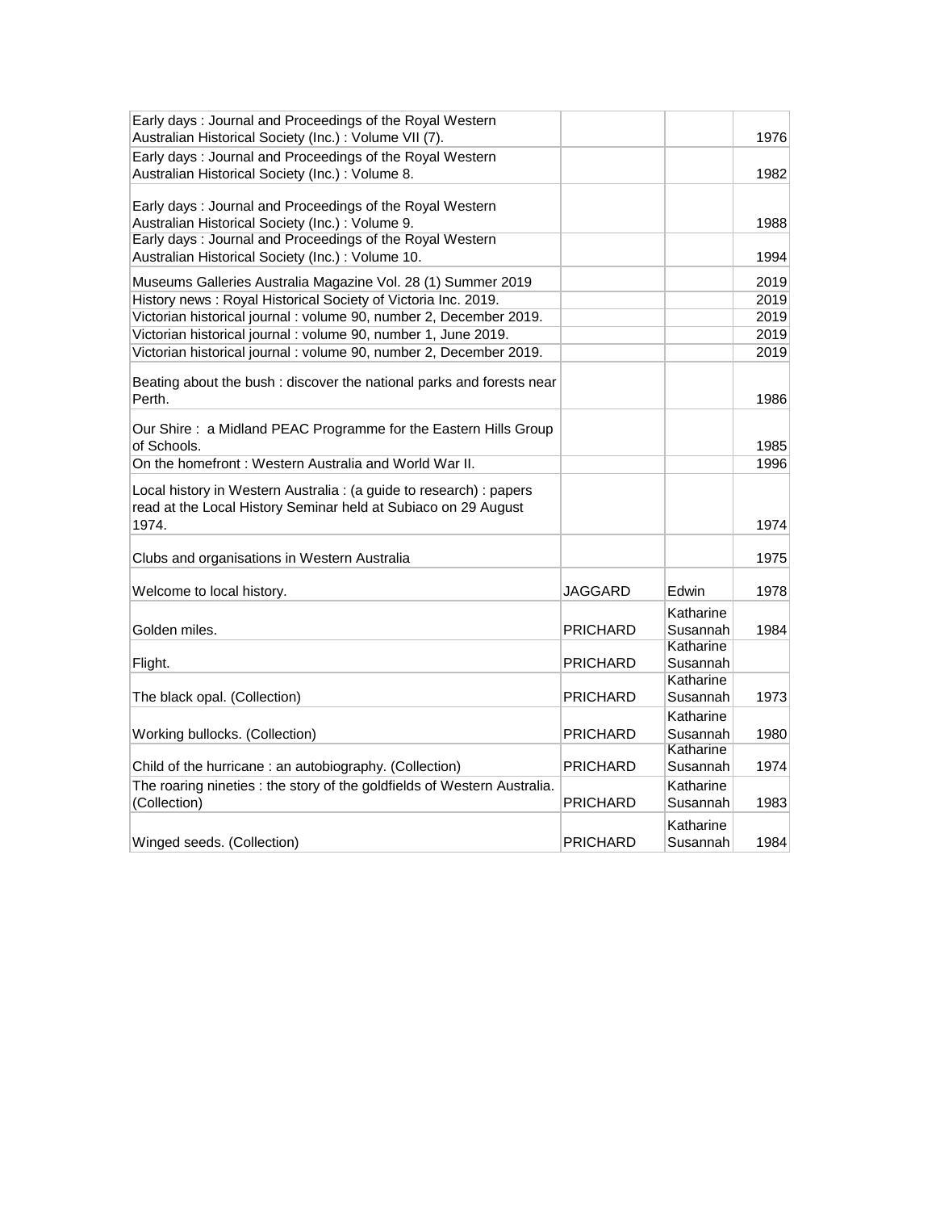| | | | |
|---|---|---|---|
| Early days : Journal and Proceedings of the Royal Western Australian Historical Society (Inc.) : Volume VII (7). | | | 1976 |
| Early days : Journal and Proceedings of the Royal Western Australian Historical Society (Inc.) : Volume 8. | | | 1982 |
| Early days : Journal and Proceedings of the Royal Western Australian Historical Society (Inc.) : Volume 9. | | | 1988 |
| Early days : Journal and Proceedings of the Royal Western Australian Historical Society (Inc.) : Volume 10. | | | 1994 |
| Museums Galleries Australia Magazine Vol. 28 (1) Summer 2019 | | | 2019 |
| History news : Royal Historical Society of Victoria Inc. 2019. | | | 2019 |
| Victorian historical journal : volume 90, number 2, December 2019. | | | 2019 |
| Victorian historical journal : volume 90, number 1, June 2019. | | | 2019 |
| Victorian historical journal : volume 90, number 2, December 2019. | | | 2019 |
| Beating about the bush : discover the national parks and forests near Perth. | | | 1986 |
| Our Shire : a Midland PEAC Programme for the Eastern Hills Group of Schools. | | | 1985 |
| On the homefront : Western Australia and World War II. | | | 1996 |
| Local history in Western Australia : (a guide to research) : papers read at the Local History Seminar held at Subiaco on 29 August 1974. | | | 1974 |
| Clubs and organisations in Western Australia | | | 1975 |
| Welcome to local history. | JAGGARD | Edwin | 1978 |
| Golden miles. | PRICHARD | Katharine Susannah | 1984 |
| Flight. | PRICHARD | Katharine Susannah | |
| The black opal. (Collection) | PRICHARD | Katharine Susannah | 1973 |
| Working bullocks. (Collection) | PRICHARD | Katharine Susannah | 1980 |
| Child of the hurricane : an autobiography. (Collection) | PRICHARD | Katharine Susannah | 1974 |
| The roaring nineties : the story of the goldfields of Western Australia. (Collection) | PRICHARD | Katharine Susannah | 1983 |
| Winged seeds. (Collection) | PRICHARD | Katharine Susannah | 1984 |